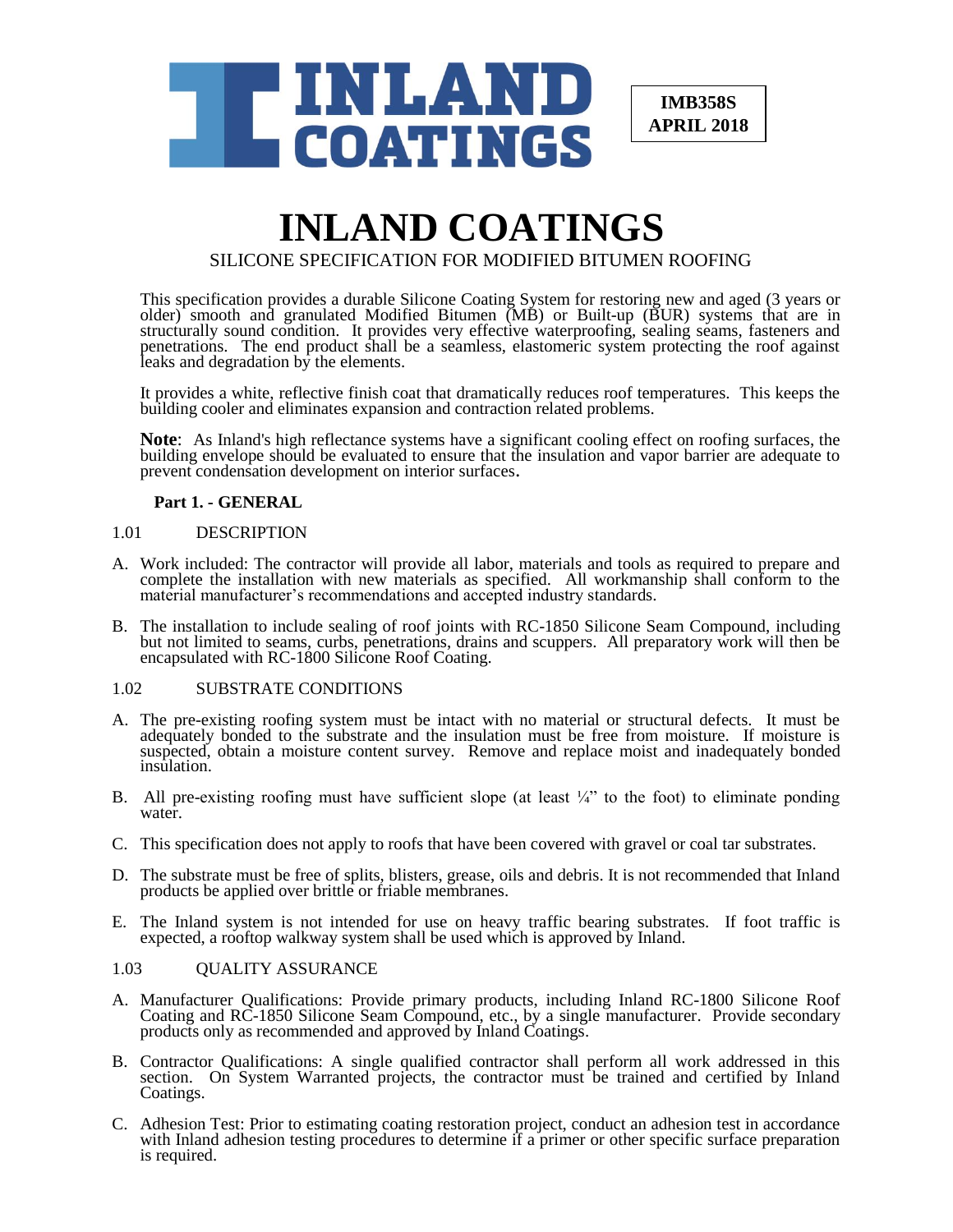INLAND COATINGS

IMB358S
APRIL 2018

# INLAND COATINGS

SILICONE SPECIFICATION FOR MODIFIED BITUMEN ROOFING

This specification provides a durable Silicone Coating System for restoring new and aged (3 years or older) smooth and granulated Modified Bitumen (MB) or Built-up (BUR) systems that are in structurally sound condition. It provides very effective waterproofing, sealing seams, fasteners and penetrations. The end product shall be a seamless, elastomeric system protecting the roof against leaks and degradation by the elements.

It provides a white, reflective finish coat that dramatically reduces roof temperatures. This keeps the building cooler and eliminates expansion and contraction related problems.

**Note**: As Inland's high reflectance systems have a significant cooling effect on roofing surfaces, the building envelope should be evaluated to ensure that the insulation and vapor barrier are adequate to prevent condensation development on interior surfaces.

## Part 1. - GENERAL

### 1.01 DESCRIPTION

A. Work included: The contractor will provide all labor, materials and tools as required to prepare and complete the installation with new materials as specified. All workmanship shall conform to the material manufacturer's recommendations and accepted industry standards.

B. The installation to include sealing of roof joints with RC-1850 Silicone Seam Compound, including but not limited to seams, curbs, penetrations, drains and scuppers. All preparatory work will then be encapsulated with RC-1800 Silicone Roof Coating.

### 1.02 SUBSTRATE CONDITIONS

A. The pre-existing roofing system must be intact with no material or structural defects. It must be adequately bonded to the substrate and the insulation must be free from moisture. If moisture is suspected, obtain a moisture content survey. Remove and replace moist and inadequately bonded insulation.

B. All pre-existing roofing must have sufficient slope (at least ¼" to the foot) to eliminate ponding water.

C. This specification does not apply to roofs that have been covered with gravel or coal tar substrates.

D. The substrate must be free of splits, blisters, grease, oils and debris. It is not recommended that Inland products be applied over brittle or friable membranes.

E. The Inland system is not intended for use on heavy traffic bearing substrates. If foot traffic is expected, a rooftop walkway system shall be used which is approved by Inland.

### 1.03 QUALITY ASSURANCE

A. Manufacturer Qualifications: Provide primary products, including Inland RC-1800 Silicone Roof Coating and RC-1850 Silicone Seam Compound, etc., by a single manufacturer. Provide secondary products only as recommended and approved by Inland Coatings.

B. Contractor Qualifications: A single qualified contractor shall perform all work addressed in this section. On System Warranted projects, the contractor must be trained and certified by Inland Coatings.

C. Adhesion Test: Prior to estimating coating restoration project, conduct an adhesion test in accordance with Inland adhesion testing procedures to determine if a primer or other specific surface preparation is required.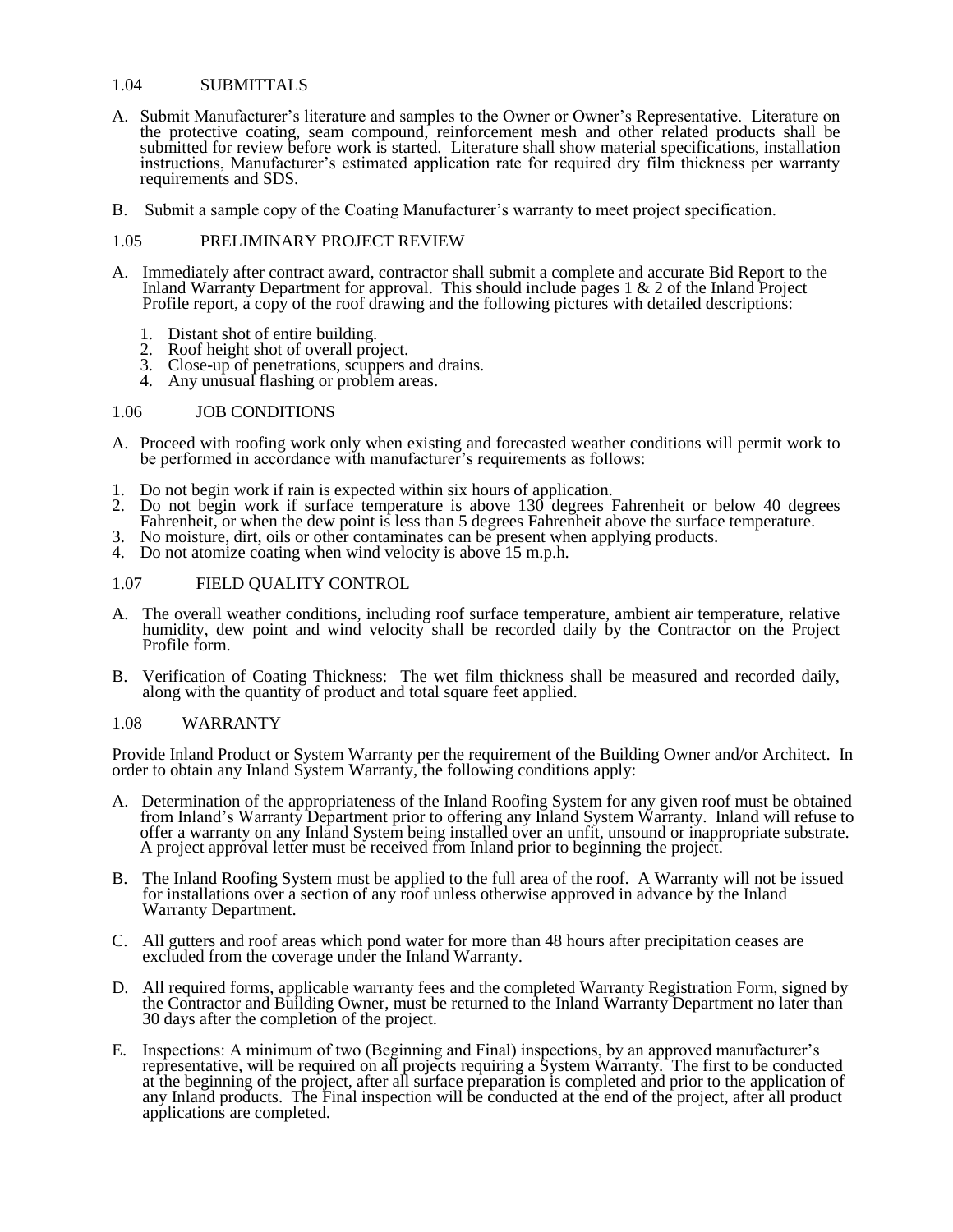## 1.04 SUBMITTALS

A. Submit Manufacturer's literature and samples to the Owner or Owner's Representative. Literature on the protective coating, seam compound, reinforcement mesh and other related products shall be submitted for review before work is started. Literature shall show material specifications, installation instructions, Manufacturer's estimated application rate for required dry film thickness per warranty requirements and SDS.

B. Submit a sample copy of the Coating Manufacturer's warranty to meet project specification.

## 1.05 PRELIMINARY PROJECT REVIEW

A. Immediately after contract award, contractor shall submit a complete and accurate Bid Report to the Inland Warranty Department for approval. This should include pages 1 & 2 of the Inland Project Profile report, a copy of the roof drawing and the following pictures with detailed descriptions:

1. Distant shot of entire building.
2. Roof height shot of overall project.
3. Close-up of penetrations, scuppers and drains.
4. Any unusual flashing or problem areas.

## 1.06 JOB CONDITIONS

A. Proceed with roofing work only when existing and forecasted weather conditions will permit work to be performed in accordance with manufacturer's requirements as follows:

1. Do not begin work if rain is expected within six hours of application.
2. Do not begin work if surface temperature is above 130 degrees Fahrenheit or below 40 degrees Fahrenheit, or when the dew point is less than 5 degrees Fahrenheit above the surface temperature.
3. No moisture, dirt, oils or other contaminates can be present when applying products.
4. Do not atomize coating when wind velocity is above 15 m.p.h.

## 1.07 FIELD QUALITY CONTROL

A. The overall weather conditions, including roof surface temperature, ambient air temperature, relative humidity, dew point and wind velocity shall be recorded daily by the Contractor on the Project Profile form.

B. Verification of Coating Thickness: The wet film thickness shall be measured and recorded daily, along with the quantity of product and total square feet applied.

## 1.08 WARRANTY

Provide Inland Product or System Warranty per the requirement of the Building Owner and/or Architect. In order to obtain any Inland System Warranty, the following conditions apply:

A. Determination of the appropriateness of the Inland Roofing System for any given roof must be obtained from Inland's Warranty Department prior to offering any Inland System Warranty. Inland will refuse to offer a warranty on any Inland System being installed over an unfit, unsound or inappropriate substrate. A project approval letter must be received from Inland prior to beginning the project.

B. The Inland Roofing System must be applied to the full area of the roof. A Warranty will not be issued for installations over a section of any roof unless otherwise approved in advance by the Inland Warranty Department.

C. All gutters and roof areas which pond water for more than 48 hours after precipitation ceases are excluded from the coverage under the Inland Warranty.

D. All required forms, applicable warranty fees and the completed Warranty Registration Form, signed by the Contractor and Building Owner, must be returned to the Inland Warranty Department no later than 30 days after the completion of the project.

E. Inspections: A minimum of two (Beginning and Final) inspections, by an approved manufacturer's representative, will be required on all projects requiring a System Warranty. The first to be conducted at the beginning of the project, after all surface preparation is completed and prior to the application of any Inland products. The Final inspection will be conducted at the end of the project, after all product applications are completed.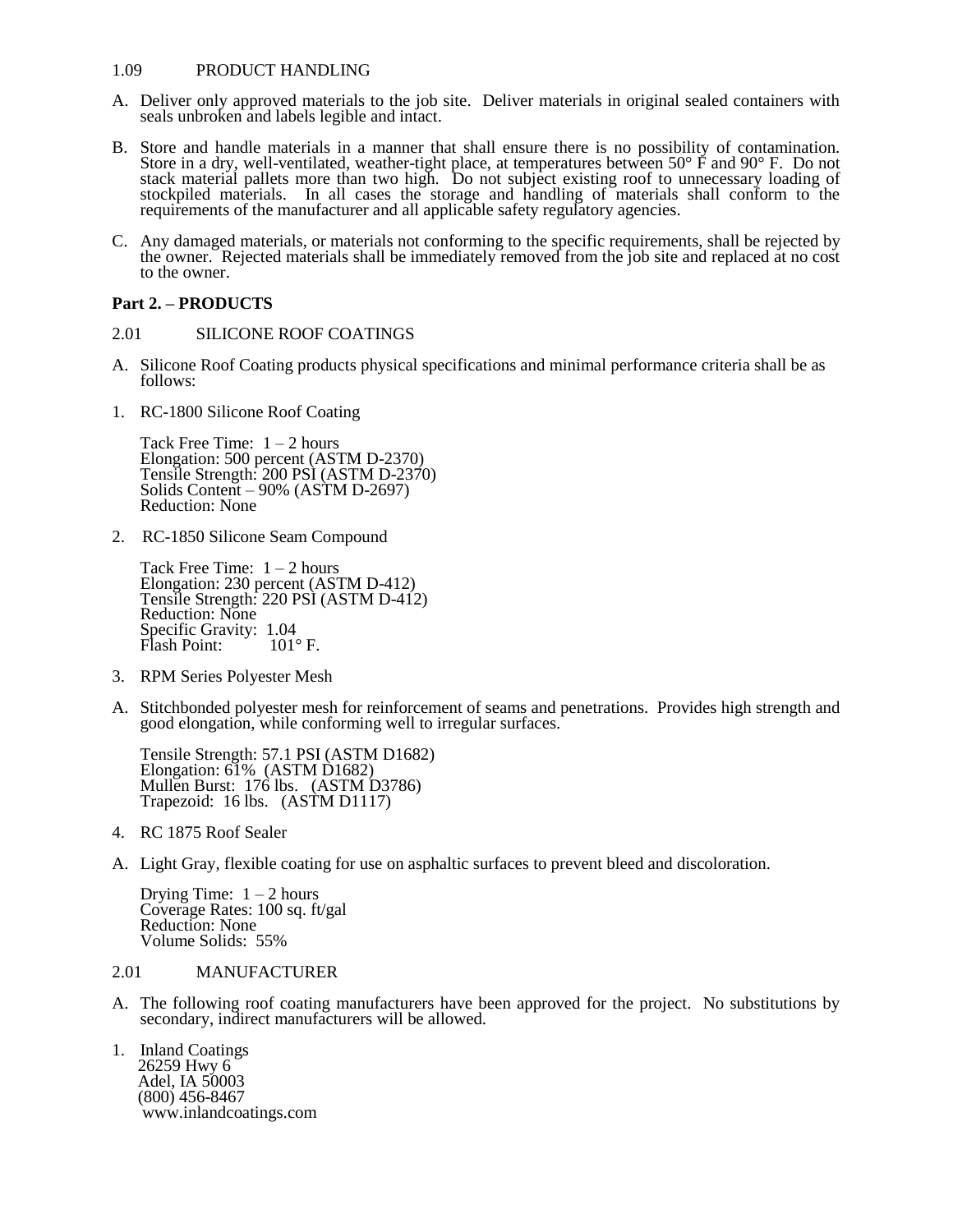1.09 PRODUCT HANDLING

A. Deliver only approved materials to the job site. Deliver materials in original sealed containers with seals unbroken and labels legible and intact.

B. Store and handle materials in a manner that shall ensure there is no possibility of contamination. Store in a dry, well-ventilated, weather-tight place, at temperatures between 50° F and 90° F. Do not stack material pallets more than two high. Do not subject existing roof to unnecessary loading of stockpiled materials. In all cases the storage and handling of materials shall conform to the requirements of the manufacturer and all applicable safety regulatory agencies.

C. Any damaged materials, or materials not conforming to the specific requirements, shall be rejected by the owner. Rejected materials shall be immediately removed from the job site and replaced at no cost to the owner.

**Part 2. – PRODUCTS**

2.01 SILICONE ROOF COATINGS

A. Silicone Roof Coating products physical specifications and minimal performance criteria shall be as follows:

1. RC-1800 Silicone Roof Coating

   Tack Free Time: 1 – 2 hours
   Elongation: 500 percent (ASTM D-2370)
   Tensile Strength: 200 PSI (ASTM D-2370)
   Solids Content – 90% (ASTM D-2697)
   Reduction: None

2. RC-1850 Silicone Seam Compound

   Tack Free Time: 1 – 2 hours
   Elongation: 230 percent (ASTM D-412)
   Tensile Strength: 220 PSI (ASTM D-412)
   Reduction: None
   Specific Gravity: 1.04
   Flash Point: 101° F.

3. RPM Series Polyester Mesh

A. Stitchbonded polyester mesh for reinforcement of seams and penetrations. Provides high strength and good elongation, while conforming well to irregular surfaces.

   Tensile Strength: 57.1 PSI (ASTM D1682)
   Elongation: 61% (ASTM D1682)
   Mullen Burst: 176 lbs. (ASTM D3786)
   Trapezoid: 16 lbs. (ASTM D1117)

4. RC 1875 Roof Sealer

A. Light Gray, flexible coating for use on asphaltic surfaces to prevent bleed and discoloration.

   Drying Time: 1 – 2 hours
   Coverage Rates: 100 sq. ft/gal
   Reduction: None
   Volume Solids: 55%

2.01 MANUFACTURER

A. The following roof coating manufacturers have been approved for the project. No substitutions by secondary, indirect manufacturers will be allowed.

1. Inland Coatings
   26259 Hwy 6
   Adel, IA 50003
   (800) 456-8467
   www.inlandcoatings.com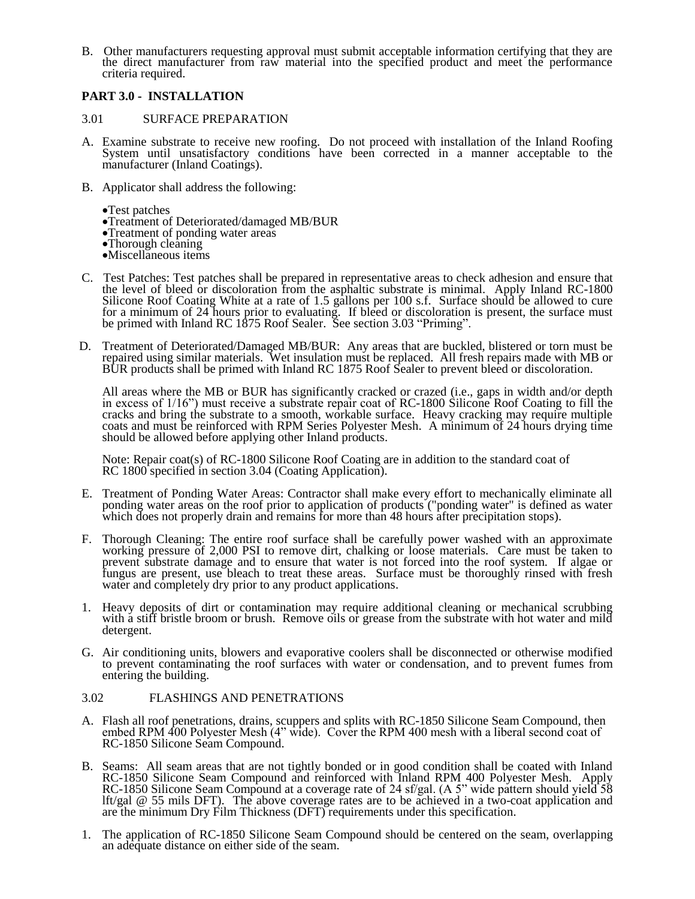B. Other manufacturers requesting approval must submit acceptable information certifying that they are the direct manufacturer from raw material into the specified product and meet the performance criteria required.

## PART 3.0 - INSTALLATION

### 3.01 SURFACE PREPARATION

A. Examine substrate to receive new roofing. Do not proceed with installation of the Inland Roofing System until unsatisfactory conditions have been corrected in a manner acceptable to the manufacturer (Inland Coatings).

B. Applicator shall address the following:

- Test patches
- Treatment of Deteriorated/damaged MB/BUR
- Treatment of ponding water areas
- Thorough cleaning
- Miscellaneous items

C. Test Patches: Test patches shall be prepared in representative areas to check adhesion and ensure that the level of bleed or discoloration from the asphaltic substrate is minimal. Apply Inland RC-1800 Silicone Roof Coating White at a rate of 1.5 gallons per 100 s.f. Surface should be allowed to cure for a minimum of 24 hours prior to evaluating. If bleed or discoloration is present, the surface must be primed with Inland RC 1875 Roof Sealer. See section 3.03 "Priming".

D. Treatment of Deteriorated/Damaged MB/BUR: Any areas that are buckled, blistered or torn must be repaired using similar materials. Wet insulation must be replaced. All fresh repairs made with MB or BUR products shall be primed with Inland RC 1875 Roof Sealer to prevent bleed or discoloration.

All areas where the MB or BUR has significantly cracked or crazed (i.e., gaps in width and/or depth in excess of 1/16") must receive a substrate repair coat of RC-1800 Silicone Roof Coating to fill the cracks and bring the substrate to a smooth, workable surface. Heavy cracking may require multiple coats and must be reinforced with RPM Series Polyester Mesh. A minimum of 24 hours drying time should be allowed before applying other Inland products.

Note: Repair coat(s) of RC-1800 Silicone Roof Coating are in addition to the standard coat of RC 1800 specified in section 3.04 (Coating Application).

E. Treatment of Ponding Water Areas: Contractor shall make every effort to mechanically eliminate all ponding water areas on the roof prior to application of products ("ponding water" is defined as water which does not properly drain and remains for more than 48 hours after precipitation stops).

F. Thorough Cleaning: The entire roof surface shall be carefully power washed with an approximate working pressure of 2,000 PSI to remove dirt, chalking or loose materials. Care must be taken to prevent substrate damage and to ensure that water is not forced into the roof system. If algae or fungus are present, use bleach to treat these areas. Surface must be thoroughly rinsed with fresh water and completely dry prior to any product applications.

1. Heavy deposits of dirt or contamination may require additional cleaning or mechanical scrubbing with a stiff bristle broom or brush. Remove oils or grease from the substrate with hot water and mild detergent.

G. Air conditioning units, blowers and evaporative coolers shall be disconnected or otherwise modified to prevent contaminating the roof surfaces with water or condensation, and to prevent fumes from entering the building.

### 3.02 FLASHINGS AND PENETRATIONS

A. Flash all roof penetrations, drains, scuppers and splits with RC-1850 Silicone Seam Compound, then embed RPM 400 Polyester Mesh (4" wide). Cover the RPM 400 mesh with a liberal second coat of RC-1850 Silicone Seam Compound.

B. Seams: All seam areas that are not tightly bonded or in good condition shall be coated with Inland RC-1850 Silicone Seam Compound and reinforced with Inland RPM 400 Polyester Mesh. Apply RC-1850 Silicone Seam Compound at a coverage rate of 24 sf/gal. (A 5" wide pattern should yield 58 lft/gal @ 55 mils DFT). The above coverage rates are to be achieved in a two-coat application and are the minimum Dry Film Thickness (DFT) requirements under this specification.

1. The application of RC-1850 Silicone Seam Compound should be centered on the seam, overlapping an adequate distance on either side of the seam.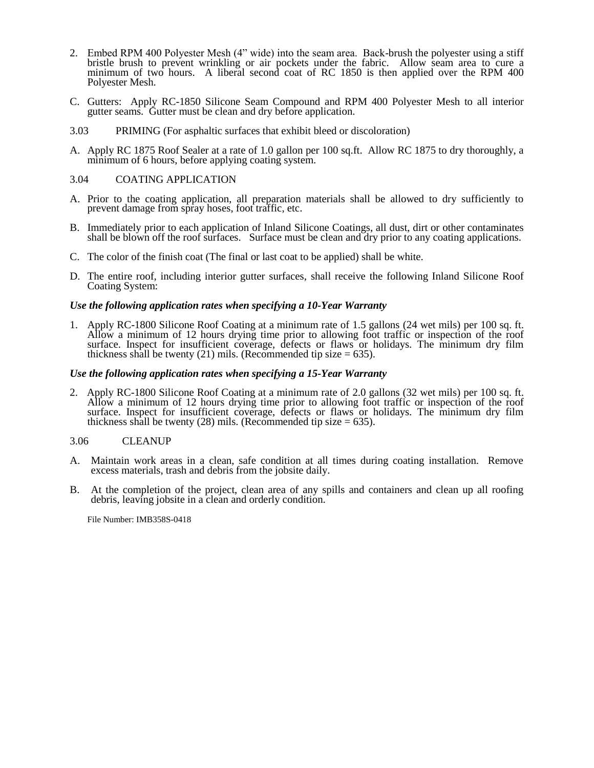2. Embed RPM 400 Polyester Mesh (4" wide) into the seam area. Back-brush the polyester using a stiff bristle brush to prevent wrinkling or air pockets under the fabric. Allow seam area to cure a minimum of two hours. A liberal second coat of RC 1850 is then applied over the RPM 400 Polyester Mesh.

C. Gutters: Apply RC-1850 Silicone Seam Compound and RPM 400 Polyester Mesh to all interior gutter seams. Gutter must be clean and dry before application.

3.03 PRIMING (For asphaltic surfaces that exhibit bleed or discoloration)

A. Apply RC 1875 Roof Sealer at a rate of 1.0 gallon per 100 sq.ft. Allow RC 1875 to dry thoroughly, a minimum of 6 hours, before applying coating system.

3.04 COATING APPLICATION

A. Prior to the coating application, all preparation materials shall be allowed to dry sufficiently to prevent damage from spray hoses, foot traffic, etc.

B. Immediately prior to each application of Inland Silicone Coatings, all dust, dirt or other contaminates shall be blown off the roof surfaces. Surface must be clean and dry prior to any coating applications.

C. The color of the finish coat (The final or last coat to be applied) shall be white.

D. The entire roof, including interior gutter surfaces, shall receive the following Inland Silicone Roof Coating System:

***Use the following application rates when specifying a 10-Year Warranty***

1. Apply RC-1800 Silicone Roof Coating at a minimum rate of 1.5 gallons (24 wet mils) per 100 sq. ft. Allow a minimum of 12 hours drying time prior to allowing foot traffic or inspection of the roof surface. Inspect for insufficient coverage, defects or flaws or holidays. The minimum dry film thickness shall be twenty (21) mils. (Recommended tip size = 635).

***Use the following application rates when specifying a 15-Year Warranty***

2. Apply RC-1800 Silicone Roof Coating at a minimum rate of 2.0 gallons (32 wet mils) per 100 sq. ft. Allow a minimum of 12 hours drying time prior to allowing foot traffic or inspection of the roof surface. Inspect for insufficient coverage, defects or flaws or holidays. The minimum dry film thickness shall be twenty (28) mils. (Recommended tip size = 635).

3.06 CLEANUP

A. Maintain work areas in a clean, safe condition at all times during coating installation. Remove excess materials, trash and debris from the jobsite daily.

B. At the completion of the project, clean area of any spills and containers and clean up all roofing debris, leaving jobsite in a clean and orderly condition.

File Number: IMB358S-0418